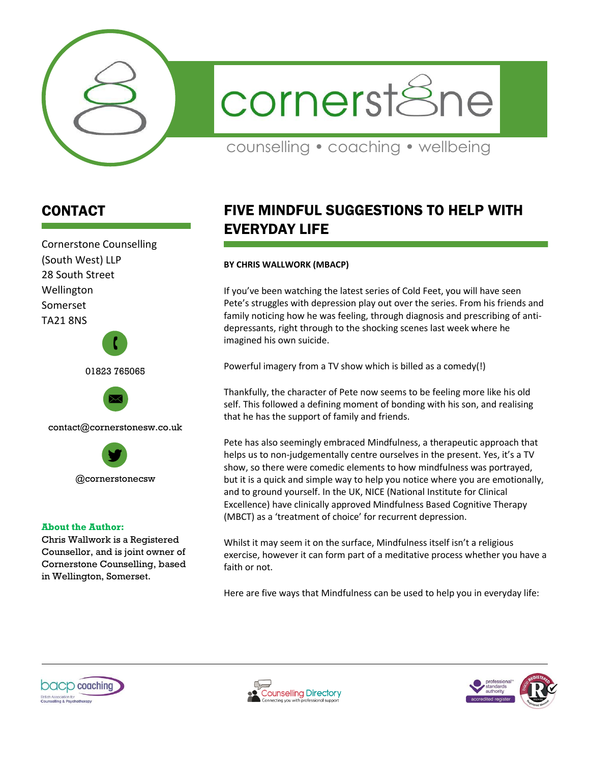# cornerstone

counselling • coaching • wellbeing

## CONTACT

Cornerstone Counselling (South West) LLP
28 South Street
Wellington
Somerset
TA21 8NS

01823 765065

contact@cornerstonesw.co.uk

@cornerstonecsw

**About the Author:**
Chris Wallwork is a Registered Counsellor, and is joint owner of Cornerstone Counselling, based in Wellington, Somerset.

## FIVE MINDFUL SUGGESTIONS TO HELP WITH EVERYDAY LIFE

**BY CHRIS WALLWORK (MBACP)**

If you've been watching the latest series of Cold Feet, you will have seen Pete's struggles with depression play out over the series. From his friends and family noticing how he was feeling, through diagnosis and prescribing of anti-depressants, right through to the shocking scenes last week where he imagined his own suicide.

Powerful imagery from a TV show which is billed as a comedy(!)

Thankfully, the character of Pete now seems to be feeling more like his old self. This followed a defining moment of bonding with his son, and realising that he has the support of family and friends.

Pete has also seemingly embraced Mindfulness, a therapeutic approach that helps us to non-judgementally centre ourselves in the present. Yes, it's a TV show, so there were comedic elements to how mindfulness was portrayed, but it is a quick and simple way to help you notice where you are emotionally, and to ground yourself. In the UK, NICE (National Institute for Clinical Excellence) have clinically approved Mindfulness Based Cognitive Therapy (MBCT) as a 'treatment of choice' for recurrent depression.

Whilst it may seem it on the surface, Mindfulness itself isn't a religious exercise, however it can form part of a meditative process whether you have a faith or not.

Here are five ways that Mindfulness can be used to help you in everyday life: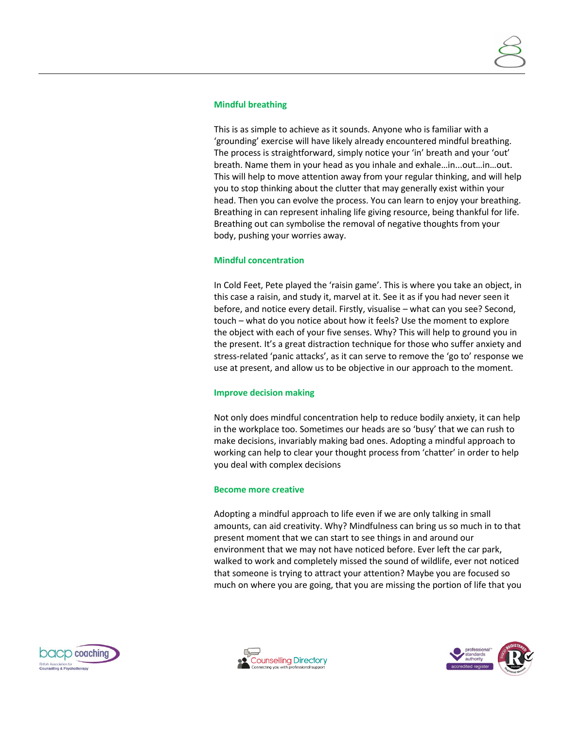### Mindful breathing

This is as simple to achieve as it sounds. Anyone who is familiar with a 'grounding' exercise will have likely already encountered mindful breathing. The process is straightforward, simply notice your 'in' breath and your 'out' breath. Name them in your head as you inhale and exhale…in...out…in…out. This will help to move attention away from your regular thinking, and will help you to stop thinking about the clutter that may generally exist within your head. Then you can evolve the process. You can learn to enjoy your breathing. Breathing in can represent inhaling life giving resource, being thankful for life. Breathing out can symbolise the removal of negative thoughts from your body, pushing your worries away.

### Mindful concentration

In Cold Feet, Pete played the 'raisin game'. This is where you take an object, in this case a raisin, and study it, marvel at it. See it as if you had never seen it before, and notice every detail. Firstly, visualise – what can you see? Second, touch – what do you notice about how it feels? Use the moment to explore the object with each of your five senses. Why? This will help to ground you in the present. It's a great distraction technique for those who suffer anxiety and stress-related 'panic attacks', as it can serve to remove the 'go to' response we use at present, and allow us to be objective in our approach to the moment.

### Improve decision making

Not only does mindful concentration help to reduce bodily anxiety, it can help in the workplace too. Sometimes our heads are so 'busy' that we can rush to make decisions, invariably making bad ones. Adopting a mindful approach to working can help to clear your thought process from 'chatter' in order to help you deal with complex decisions

### Become more creative

Adopting a mindful approach to life even if we are only talking in small amounts, can aid creativity. Why? Mindfulness can bring us so much in to that present moment that we can start to see things in and around our environment that we may not have noticed before. Ever left the car park, walked to work and completely missed the sound of wildlife, ever not noticed that someone is trying to attract your attention? Maybe you are focused so much on where you are going, that you are missing the portion of life that you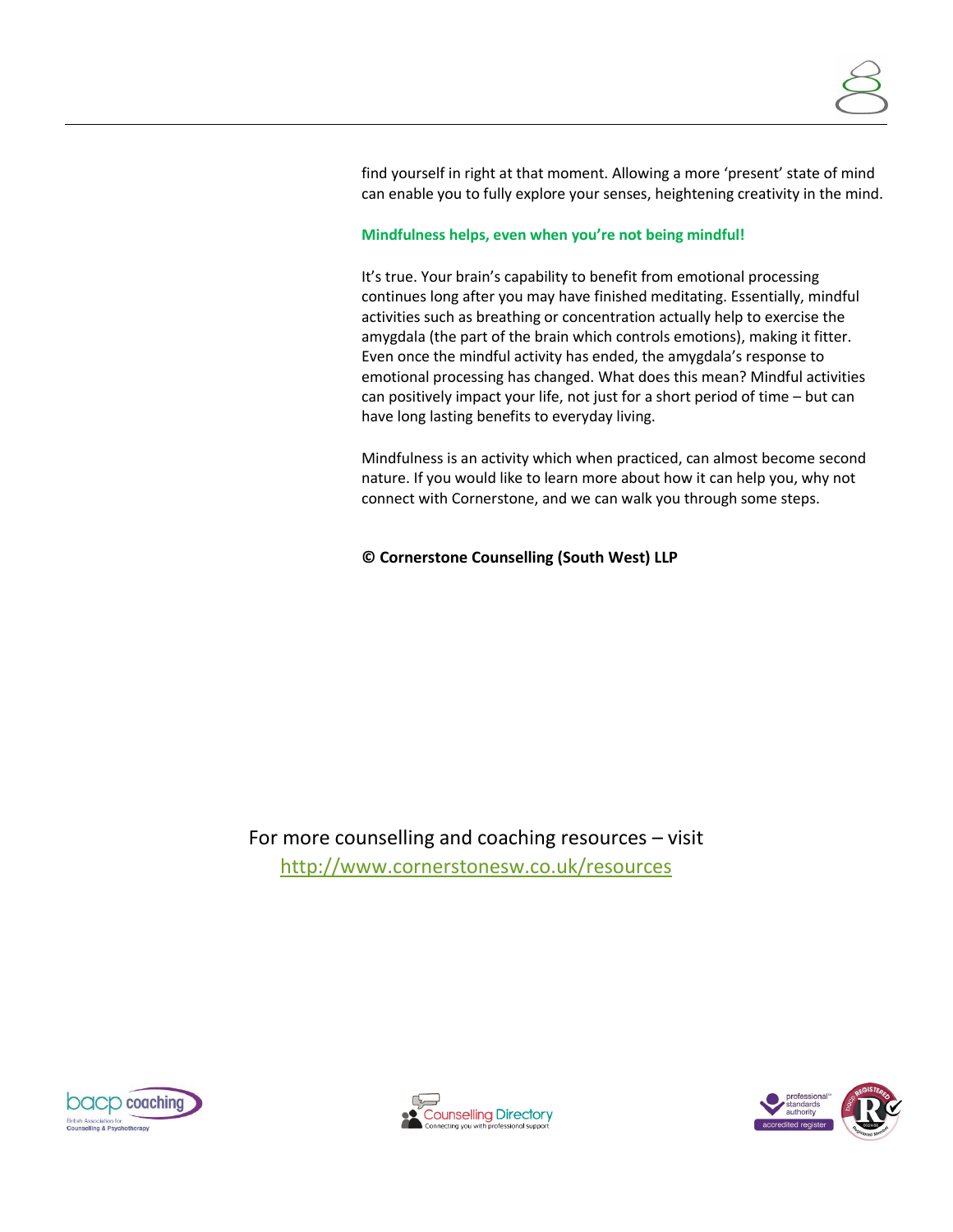find yourself in right at that moment. Allowing a more 'present' state of mind can enable you to fully explore your senses, heightening creativity in the mind.

**Mindfulness helps, even when you're not being mindful!**

It's true. Your brain's capability to benefit from emotional processing continues long after you may have finished meditating. Essentially, mindful activities such as breathing or concentration actually help to exercise the amygdala (the part of the brain which controls emotions), making it fitter. Even once the mindful activity has ended, the amygdala's response to emotional processing has changed. What does this mean? Mindful activities can positively impact your life, not just for a short period of time – but can have long lasting benefits to everyday living.

Mindfulness is an activity which when practiced, can almost become second nature. If you would like to learn more about how it can help you, why not connect with Cornerstone, and we can walk you through some steps.

**© Cornerstone Counselling (South West) LLP**

For more counselling and coaching resources – visit
http://www.cornerstonesw.co.uk/resources